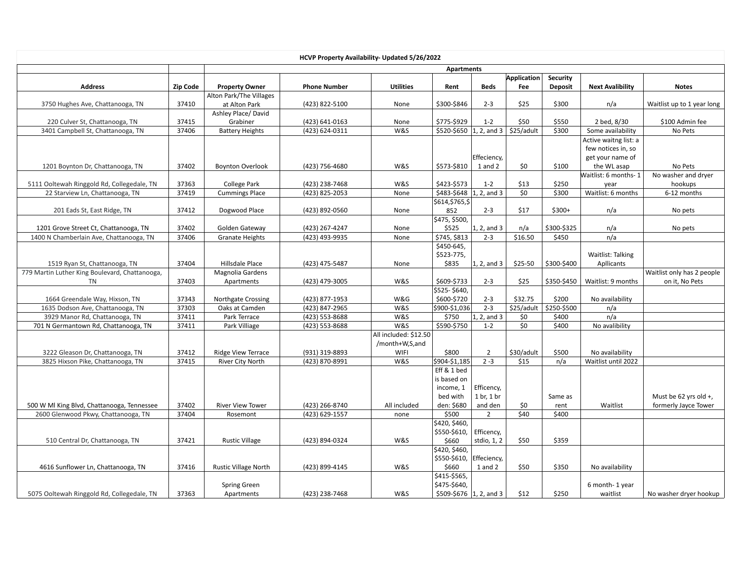| HCVP Property Availability- Updated 5/26/2022 | | | | | | | | | | |
|---|---|---|---|---|---|---|---|---|---|---|
| | | Apartments | | | | | | | | |
| Address | Zip Code | Property Owner | Phone Number | Utilities | Rent | Beds | Application Fee | Security Deposit | Next Avalibility | Notes |
| 3750 Hughes Ave, Chattanooga, TN | 37410 | Alton Park/The Villages at Alton Park | (423) 822-5100 | None | $300-$846 | 2-3 | $25 | $300 | n/a | Waitlist up to 1 year long |
| 220 Culver St, Chattanooga, TN | 37415 | Ashley Place/ David Grabiner | (423) 641-0163 | None | $775-$929 | 1-2 | $50 | $550 | 2 bed, 8/30 | $100 Admin fee |
| 3401 Campbell St, Chattanooga, TN | 37406 | Battery Heights | (423) 624-0311 | W&S | $520-$650 | 1, 2, and 3 | $25/adult | $300 | Some availability | No Pets |
| 1201 Boynton Dr, Chattanooga, TN | 37402 | Boynton Overlook | (423) 756-4680 | W&S | $573-$810 | Effeciency, 1 and 2 | $0 | $100 | Active waitng list: a few notices in, so get your name of the WL asap | No Pets |
| 5111 Ooltewah Ringgold Rd, Collegedale, TN | 37363 | College Park | (423) 238-7468 | W&S | $423-$573 | 1-2 | $13 | $250 | Waitlist: 6 months- 1 year | No washer and dryer hookups |
| 22 Starview Ln, Chattanooga, TN | 37419 | Cummings Place | (423) 825-2053 | None | $483-$648 | 1, 2, and 3 | $0 | $300 | Waitlist: 6 months | 6-12 months |
| 201 Eads St, East Ridge, TN | 37412 | Dogwood Place | (423) 892-0560 | None | $614,$765,$852 | 2-3 | $17 | $300+ | n/a | No pets |
| 1201 Grove Street Ct, Chattanooga, TN | 37402 | Golden Gateway | (423) 267-4247 | None | $475, $500, $525 | 1, 2, and 3 | n/a | $300-$325 | n/a | No pets |
| 1400 N Chamberlain Ave, Chattanooga, TN | 37406 | Granate Heights | (423) 493-9935 | None | $745, $813 | 2-3 | $16.50 | $450 | n/a | |
| 1519 Ryan St, Chattanooga, TN | 37404 | Hillsdale Place | (423) 475-5487 | None | $450-645, $523-775, $835 | 1, 2, and 3 | $25-50 | $300-$400 | Waitlist: Talking Apllicants | |
| 779 Martin Luther King Boulevard, Chattanooga, TN | 37403 | Magnolia Gardens Apartments | (423) 479-3005 | W&S | $609-$733 | 2-3 | $25 | $350-$450 | Waitlist: 9 months | Waitlist only has 2 people on it, No Pets |
| 1664 Greendale Way, Hixson, TN | 37343 | Northgate Crossing | (423) 877-1953 | W&G | $525- $640, $600-$720 | 2-3 | $32.75 | $200 | No availability | |
| 1635 Dodson Ave, Chattanooga, TN | 37303 | Oaks at Camden | (423) 847-2965 | W&S | $900-$1,036 | 2-3 | $25/adult | $250-$500 | n/a | |
| 3929 Manor Rd, Chattanooga, TN | 37411 | Park Terrace | (423) 553-8688 | W&S | $750 | 1, 2, and 3 | $0 | $400 | n/a | |
| 701 N Germantown Rd, Chattanooga, TN | 37411 | Park Villiage | (423) 553-8688 | W&S | $590-$750 | 1-2 | $0 | $400 | No avalibility | |
| 3222 Gleason Dr, Chattanooga, TN | 37412 | Ridge View Terrace | (931) 319-8893 | All included: $12.50 /month+W,S,and WIFI | $800 | 2 | $30/adult | $500 | No availability | |
| 3825 Hixson Pike, Chattanooga, TN | 37415 | River City North | (423) 870-8991 | W&S | $904-$1,185 | 2 -3 | $15 | n/a | Waitlist until 2022 | |
| 500 W Ml King Blvd, Chattanooga, Tennessee | 37402 | River View Tower | (423) 266-8740 | All included | Eff & 1 bed is based on income, 1 bed with den: $680 | Efficency, 1 br, 1 br and den | $0 | Same as rent | Waitlist | Must be 62 yrs old +, formerly Jayce Tower |
| 2600 Glenwood Pkwy, Chattanooga, TN | 37404 | Rosemont | (423) 629-1557 | none | $500 | 2 | $40 | $400 | | |
| 510 Central Dr, Chattanooga, TN | 37421 | Rustic Village | (423) 894-0324 | W&S | $420, $460, $550-$610, $660 | Efficency, stdio, 1, 2 | $50 | $359 | | |
| 4616 Sunflower Ln, Chattanooga, TN | 37416 | Rustic Village North | (423) 899-4145 | W&S | $420, $460, $550-$610, $660 | Effeciency, 1 and 2 | $50 | $350 | No availability | |
| 5075 Ooltewah Ringgold Rd, Collegedale, TN | 37363 | Spring Green Apartments | (423) 238-7468 | W&S | $415-$565, $475-$640, $509-$676 | 1, 2, and 3 | $12 | $250 | 6 month- 1 year waitlist | No washer dryer hookup |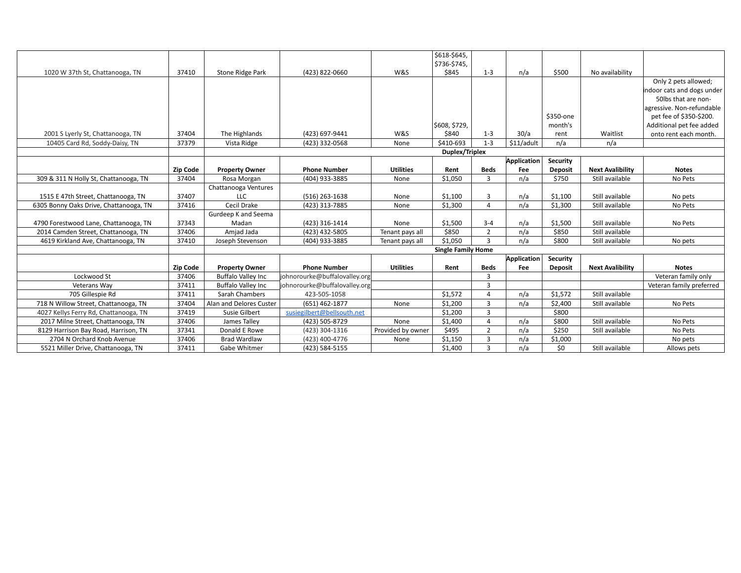| | | | | | | | | | | |
|---|---|---|---|---|---|---|---|---|---|---|
| 1020 W 37th St, Chattanooga, TN | 37410 | Stone Ridge Park | (423) 822-0660 | W&S | $618-$645, $736-$745, $845 | 1-3 | n/a | $500 | No availability | |
| 2001 S Lyerly St, Chattanooga, TN | 37404 | The Highlands | (423) 697-9441 | W&S | $608, $729, $840 | 1-3 | 30/a | $350-one month's rent | Waitlist | Only 2 pets allowed; indoor cats and dogs under 50lbs that are non-agressive. Non-refundable pet fee of $350-$200. Additional pet fee added onto rent each month. |
| 10405 Card Rd, Soddy-Daisy, TN | 37379 | Vista Ridge | (423) 332-0568 | None | $410-693 | 1-3 | $11/adult | n/a | n/a | |
| | | | | | **Duplex/Triplex** | | | | | |
| | **Zip Code** | **Property Owner** | **Phone Number** | **Utilities** | **Rent** | **Beds** | **Application Fee** | **Security Deposit** | **Next Avalibility** | **Notes** |
| 309 & 311 N Holly St, Chattanooga, TN | 37404 | Rosa Morgan | (404) 933-3885 | None | $1,050 | 3 | n/a | $750 | Still available | No Pets |
| 1515 E 47th Street, Chattanooga, TN | 37407 | Chattanooga Ventures LLC | (516) 263-1638 | None | $1,100 | 3 | n/a | $1,100 | Still available | No pets |
| 6305 Bonny Oaks Drive, Chattanooga, TN | 37416 | Cecil Drake | (423) 313-7885 | None | $1,300 | 4 | n/a | $1,300 | Still available | No Pets |
| 4790 Forestwood Lane, Chattanooga, TN | 37343 | Gurdeep K and Seema Madan | (423) 316-1414 | None | $1,500 | 3-4 | n/a | $1,500 | Still available | No Pets |
| 2014 Camden Street, Chattanooga, TN | 37406 | Amjad Jada | (423) 432-5805 | Tenant pays all | $850 | 2 | n/a | $850 | Still available | |
| 4619 Kirkland Ave, Chattanooga, TN | 37410 | Joseph Stevenson | (404) 933-3885 | Tenant pays all | $1,050 | 3 | n/a | $800 | Still available | No pets |
| | | | | | **Single Family Home** | | | | | |
| | **Zip Code** | **Property Owner** | **Phone Number** | **Utilities** | **Rent** | **Beds** | **Application Fee** | **Security Deposit** | **Next Avalibility** | **Notes** |
| Lockwood St | 37406 | Buffalo Valley Inc | johnorourke@buffalovalley.org | | | 3 | | | | Veteran family only |
| Veterans Way | 37411 | Buffalo Valley Inc | johnorourke@buffalovalley.org | | | 3 | | | | Veteran family preferred |
| 705 Gillespie Rd | 37411 | Sarah Chambers | 423-505-1058 | | $1,572 | 4 | n/a | $1,572 | Still available | |
| 718 N Willow Street, Chattanooga, TN | 37404 | Alan and Delores Custer | (651) 462-1877 | None | $1,200 | 3 | n/a | $2,400 | Still available | No Pets |
| 4027 Kellys Ferry Rd, Chattanooga, TN | 37419 | Susie Gilbert | susiegilbert@bellsouth.net | | $1,200 | 3 | | $800 | | |
| 2017 Milne Street, Chattanooga, TN | 37406 | James Talley | (423) 505-8729 | None | $1,400 | 4 | n/a | $800 | Still available | No Pets |
| 8129 Harrison Bay Road, Harrison, TN | 37341 | Donald E Rowe | (423) 304-1316 | Provided by owner | $495 | 2 | n/a | $250 | Still available | No Pets |
| 2704 N Orchard Knob Avenue | 37406 | Brad Wardlaw | (423) 400-4776 | None | $1,150 | 3 | n/a | $1,000 | | No pets |
| 5521 Miller Drive, Chattanooga, TN | 37411 | Gabe Whitmer | (423) 584-5155 | | $1,400 | 3 | n/a | $0 | Still available | Allows pets |